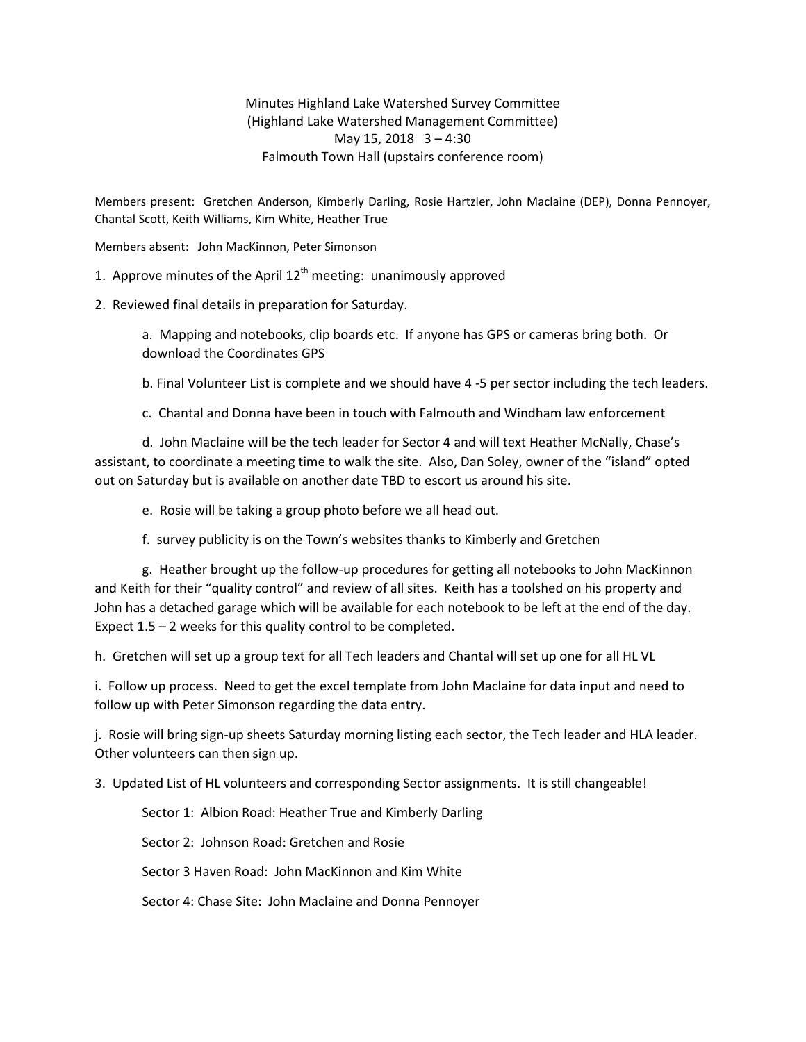Minutes Highland Lake Watershed Survey Committee
(Highland Lake Watershed Management Committee)
May 15, 2018 3 – 4:30
Falmouth Town Hall (upstairs conference room)

Members present: Gretchen Anderson, Kimberly Darling, Rosie Hartzler, John Maclaine (DEP), Donna Pennoyer, Chantal Scott, Keith Williams, Kim White, Heather True

Members absent: John MacKinnon, Peter Simonson

1. Approve minutes of the April 12th meeting: unanimously approved

2. Reviewed final details in preparation for Saturday.

    a. Mapping and notebooks, clip boards etc. If anyone has GPS or cameras bring both. Or download the Coordinates GPS

    b. Final Volunteer List is complete and we should have 4 -5 per sector including the tech leaders.

    c. Chantal and Donna have been in touch with Falmouth and Windham law enforcement

    d. John Maclaine will be the tech leader for Sector 4 and will text Heather McNally, Chase's assistant, to coordinate a meeting time to walk the site. Also, Dan Soley, owner of the "island" opted out on Saturday but is available on another date TBD to escort us around his site.

    e. Rosie will be taking a group photo before we all head out.

    f. survey publicity is on the Town's websites thanks to Kimberly and Gretchen

    g. Heather brought up the follow-up procedures for getting all notebooks to John MacKinnon and Keith for their "quality control" and review of all sites. Keith has a toolshed on his property and John has a detached garage which will be available for each notebook to be left at the end of the day. Expect 1.5 – 2 weeks for this quality control to be completed.

    h. Gretchen will set up a group text for all Tech leaders and Chantal will set up one for all HL VL

    i. Follow up process. Need to get the excel template from John Maclaine for data input and need to follow up with Peter Simonson regarding the data entry.

    j. Rosie will bring sign-up sheets Saturday morning listing each sector, the Tech leader and HLA leader. Other volunteers can then sign up.

3. Updated List of HL volunteers and corresponding Sector assignments. It is still changeable!

    Sector 1: Albion Road: Heather True and Kimberly Darling

    Sector 2: Johnson Road: Gretchen and Rosie

    Sector 3 Haven Road: John MacKinnon and Kim White

    Sector 4: Chase Site: John Maclaine and Donna Pennoyer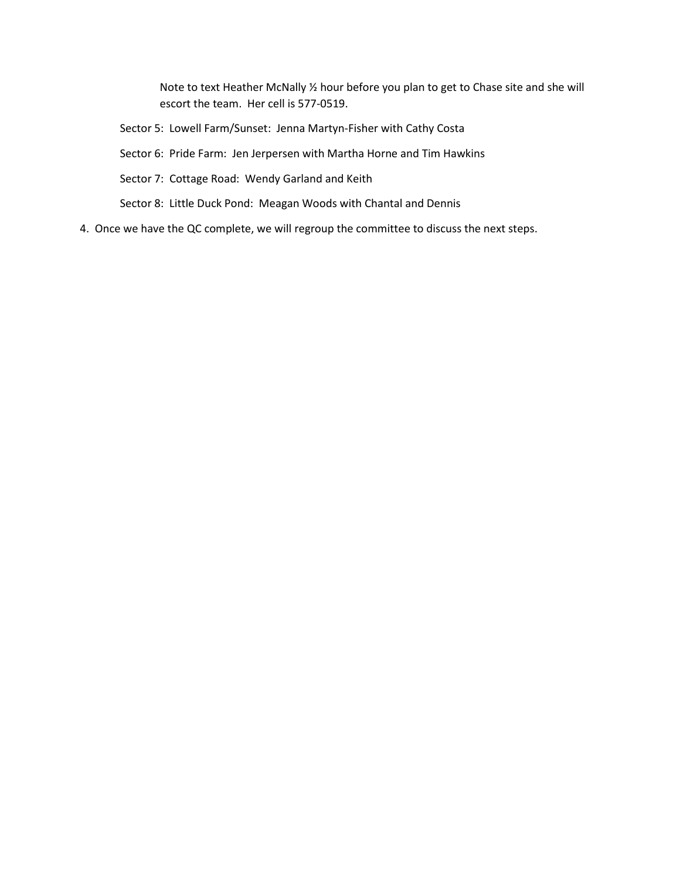Note to text Heather McNally ½ hour before you plan to get to Chase site and she will escort the team. Her cell is 577-0519.

Sector 5: Lowell Farm/Sunset: Jenna Martyn-Fisher with Cathy Costa

Sector 6: Pride Farm: Jen Jerpersen with Martha Horne and Tim Hawkins

Sector 7: Cottage Road: Wendy Garland and Keith

Sector 8: Little Duck Pond: Meagan Woods with Chantal and Dennis

4. Once we have the QC complete, we will regroup the committee to discuss the next steps.